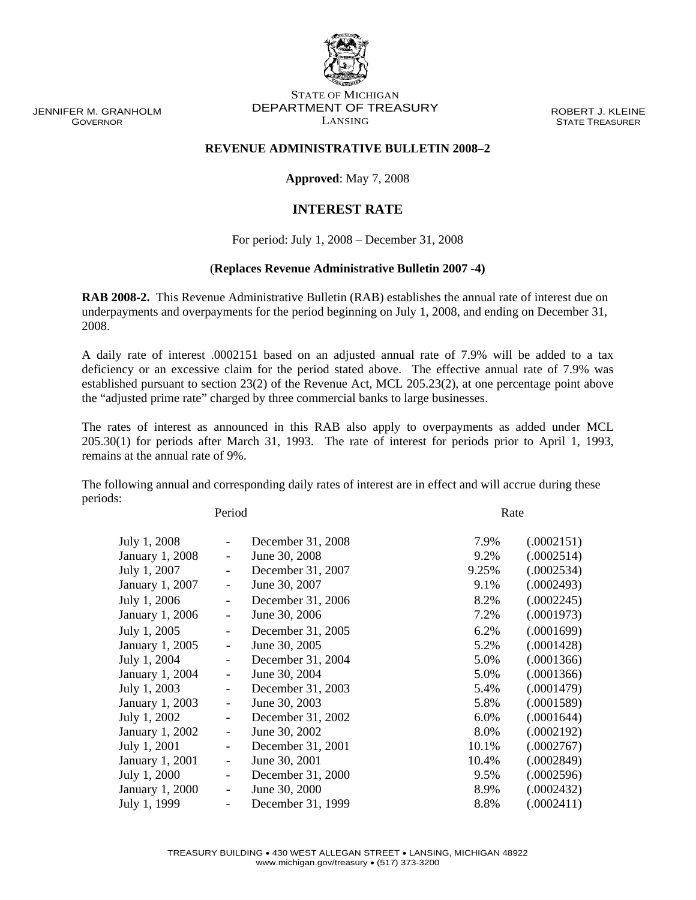JENNIFER M. GRANHOLM
GOVERNOR

STATE OF MICHIGAN
DEPARTMENT OF TREASURY
LANSING

ROBERT J. KLEINE
STATE TREASURER

## REVENUE ADMINISTRATIVE BULLETIN 2008–2

**Approved**: May 7, 2008

# INTEREST RATE

For period: July 1, 2008 – December 31, 2008

(**Replaces Revenue Administrative Bulletin 2007 -4)**

**RAB 2008-2.** This Revenue Administrative Bulletin (RAB) establishes the annual rate of interest due on underpayments and overpayments for the period beginning on July 1, 2008, and ending on December 31, 2008.

A daily rate of interest .0002151 based on an adjusted annual rate of 7.9% will be added to a tax deficiency or an excessive claim for the period stated above. The effective annual rate of 7.9% was established pursuant to section 23(2) of the Revenue Act, MCL 205.23(2), at one percentage point above the "adjusted prime rate" charged by three commercial banks to large businesses.

The rates of interest as announced in this RAB also apply to overpayments as added under MCL 205.30(1) for periods after March 31, 1993. The rate of interest for periods prior to April 1, 1993, remains at the annual rate of 9%.

The following annual and corresponding daily rates of interest are in effect and will accrue during these periods:

| Period | | | Rate | |
|---|---|---|---|---|
| July 1, 2008 | - | December 31, 2008 | 7.9% | (.0002151) |
| January 1, 2008 | - | June 30, 2008 | 9.2% | (.0002514) |
| July 1, 2007 | - | December 31, 2007 | 9.25% | (.0002534) |
| January 1, 2007 | - | June 30, 2007 | 9.1% | (.0002493) |
| July 1, 2006 | - | December 31, 2006 | 8.2% | (.0002245) |
| January 1, 2006 | - | June 30, 2006 | 7.2% | (.0001973) |
| July 1, 2005 | - | December 31, 2005 | 6.2% | (.0001699) |
| January 1, 2005 | - | June 30, 2005 | 5.2% | (.0001428) |
| July 1, 2004 | - | December 31, 2004 | 5.0% | (.0001366) |
| January 1, 2004 | - | June 30, 2004 | 5.0% | (.0001366) |
| July 1, 2003 | - | December 31, 2003 | 5.4% | (.0001479) |
| January 1, 2003 | - | June 30, 2003 | 5.8% | (.0001589) |
| July 1, 2002 | - | December 31, 2002 | 6.0% | (.0001644) |
| January 1, 2002 | - | June 30, 2002 | 8.0% | (.0002192) |
| July 1, 2001 | - | December 31, 2001 | 10.1% | (.0002767) |
| January 1, 2001 | - | June 30, 2001 | 10.4% | (.0002849) |
| July 1, 2000 | - | December 31, 2000 | 9.5% | (.0002596) |
| January 1, 2000 | - | June 30, 2000 | 8.9% | (.0002432) |
| July 1, 1999 | - | December 31, 1999 | 8.8% | (.0002411) |

TREASURY BUILDING • 430 WEST ALLEGAN STREET • LANSING, MICHIGAN 48922
www.michigan.gov/treasury • (517) 373-3200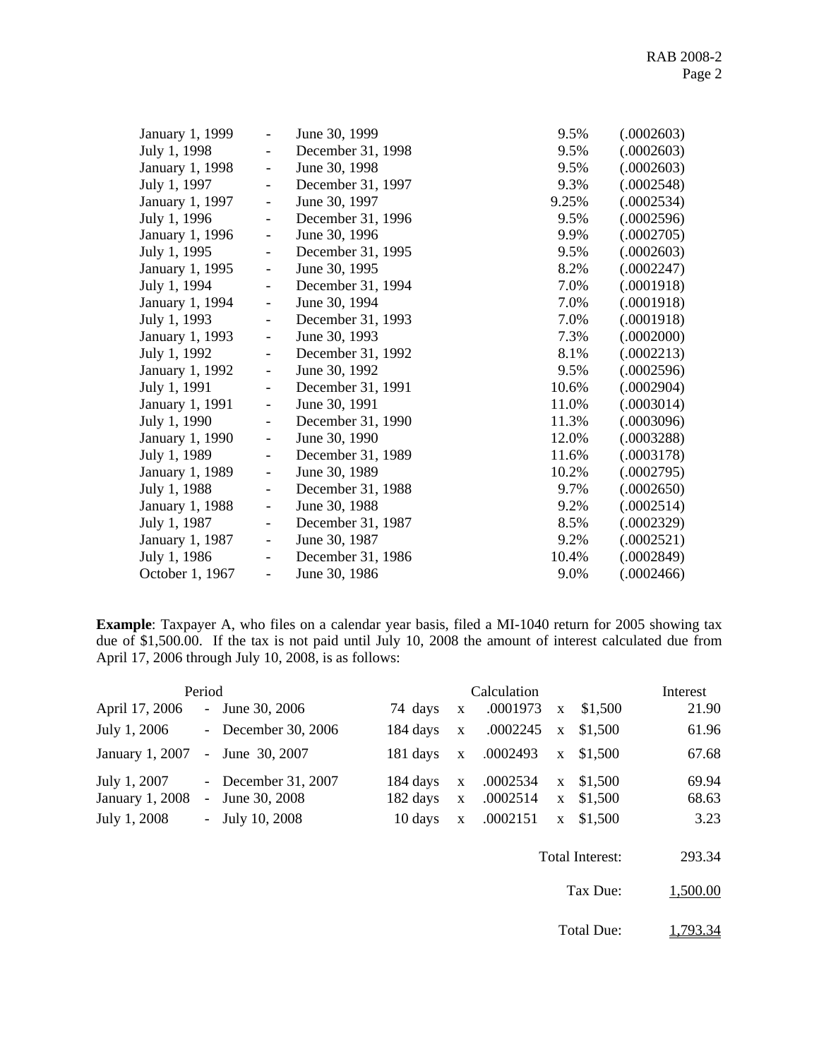| | | | | |
|---|---|---|---|---|
| January 1, 1999 | - | June 30, 1999 | 9.5% | (.0002603) |
| July 1, 1998 | - | December 31, 1998 | 9.5% | (.0002603) |
| January 1, 1998 | - | June 30, 1998 | 9.5% | (.0002603) |
| July 1, 1997 | - | December 31, 1997 | 9.3% | (.0002548) |
| January 1, 1997 | - | June 30, 1997 | 9.25% | (.0002534) |
| July 1, 1996 | - | December 31, 1996 | 9.5% | (.0002596) |
| January 1, 1996 | - | June 30, 1996 | 9.9% | (.0002705) |
| July 1, 1995 | - | December 31, 1995 | 9.5% | (.0002603) |
| January 1, 1995 | - | June 30, 1995 | 8.2% | (.0002247) |
| July 1, 1994 | - | December 31, 1994 | 7.0% | (.0001918) |
| January 1, 1994 | - | June 30, 1994 | 7.0% | (.0001918) |
| July 1, 1993 | - | December 31, 1993 | 7.0% | (.0001918) |
| January 1, 1993 | - | June 30, 1993 | 7.3% | (.0002000) |
| July 1, 1992 | - | December 31, 1992 | 8.1% | (.0002213) |
| January 1, 1992 | - | June 30, 1992 | 9.5% | (.0002596) |
| July 1, 1991 | - | December 31, 1991 | 10.6% | (.0002904) |
| January 1, 1991 | - | June 30, 1991 | 11.0% | (.0003014) |
| July 1, 1990 | - | December 31, 1990 | 11.3% | (.0003096) |
| January 1, 1990 | - | June 30, 1990 | 12.0% | (.0003288) |
| July 1, 1989 | - | December 31, 1989 | 11.6% | (.0003178) |
| January 1, 1989 | - | June 30, 1989 | 10.2% | (.0002795) |
| July 1, 1988 | - | December 31, 1988 | 9.7% | (.0002650) |
| January 1, 1988 | - | June 30, 1988 | 9.2% | (.0002514) |
| July 1, 1987 | - | December 31, 1987 | 8.5% | (.0002329) |
| January 1, 1987 | - | June 30, 1987 | 9.2% | (.0002521) |
| July 1, 1986 | - | December 31, 1986 | 10.4% | (.0002849) |
| October 1, 1967 | - | June 30, 1986 | 9.0% | (.0002466) |

**Example**: Taxpayer A, who files on a calendar year basis, filed a MI-1040 return for 2005 showing tax due of $1,500.00. If the tax is not paid until July 10, 2008 the amount of interest calculated due from April 17, 2006 through July 10, 2008, is as follows:

| Period | | | Calculation | | | | | Interest |
|---|---|---|---|---|---|---|---|---|
| April 17, 2006 | - | June 30, 2006 | 74 days | x | .0001973 | x | $1,500 | 21.90 |
| July 1, 2006 | - | December 30, 2006 | 184 days | x | .0002245 | x | $1,500 | 61.96 |
| January 1, 2007 | - | June 30, 2007 | 181 days | x | .0002493 | x | $1,500 | 67.68 |
| July 1, 2007 | - | December 31, 2007 | 184 days | x | .0002534 | x | $1,500 | 69.94 |
| January 1, 2008 | - | June 30, 2008 | 182 days | x | .0002514 | x | $1,500 | 68.63 |
| July 1, 2008 | - | July 10, 2008 | 10 days | x | .0002151 | x | $1,500 | 3.23 |
| | | | | | | | Total Interest: | 293.34 |
| | | | | | | | Tax Due: | 1,500.00 |
| | | | | | | | Total Due: | 1,793.34 |